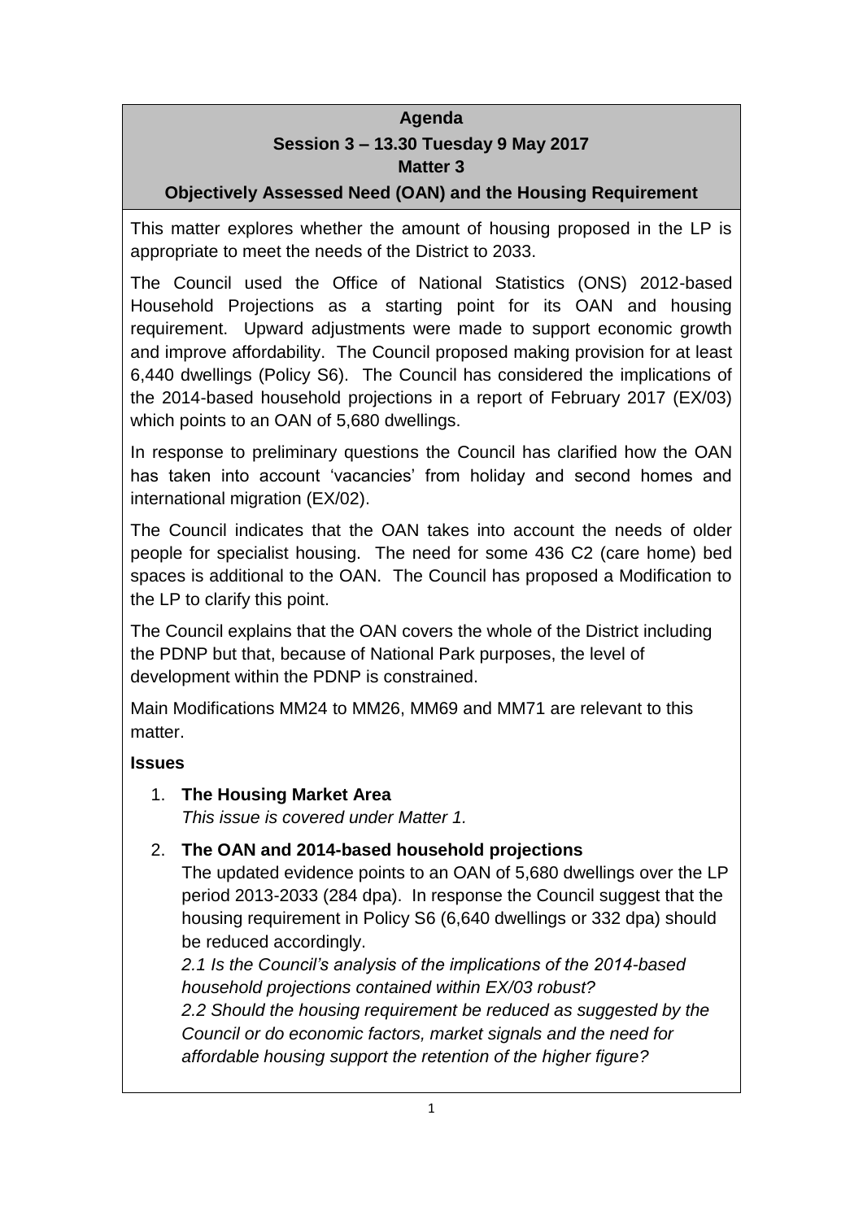**Agenda**

**Session 3 – 13.30 Tuesday 9 May 2017**

**Matter 3**

**Objectively Assessed Need (OAN) and the Housing Requirement**

This matter explores whether the amount of housing proposed in the LP is appropriate to meet the needs of the District to 2033.

The Council used the Office of National Statistics (ONS) 2012-based Household Projections as a starting point for its OAN and housing requirement. Upward adjustments were made to support economic growth and improve affordability. The Council proposed making provision for at least 6,440 dwellings (Policy S6). The Council has considered the implications of the 2014-based household projections in a report of February 2017 (EX/03) which points to an OAN of 5,680 dwellings.

In response to preliminary questions the Council has clarified how the OAN has taken into account 'vacancies' from holiday and second homes and international migration (EX/02).

The Council indicates that the OAN takes into account the needs of older people for specialist housing. The need for some 436 C2 (care home) bed spaces is additional to the OAN. The Council has proposed a Modification to the LP to clarify this point.

The Council explains that the OAN covers the whole of the District including the PDNP but that, because of National Park purposes, the level of development within the PDNP is constrained.

Main Modifications MM24 to MM26, MM69 and MM71 are relevant to this matter.

**Issues**

1. **The Housing Market Area**
   *This issue is covered under Matter 1.*
2. **The OAN and 2014-based household projections**
   The updated evidence points to an OAN of 5,680 dwellings over the LP period 2013-2033 (284 dpa). In response the Council suggest that the housing requirement in Policy S6 (6,640 dwellings or 332 dpa) should be reduced accordingly.
   *2.1 Is the Council's analysis of the implications of the 2014-based household projections contained within EX/03 robust?*
   *2.2 Should the housing requirement be reduced as suggested by the Council or do economic factors, market signals and the need for affordable housing support the retention of the higher figure?*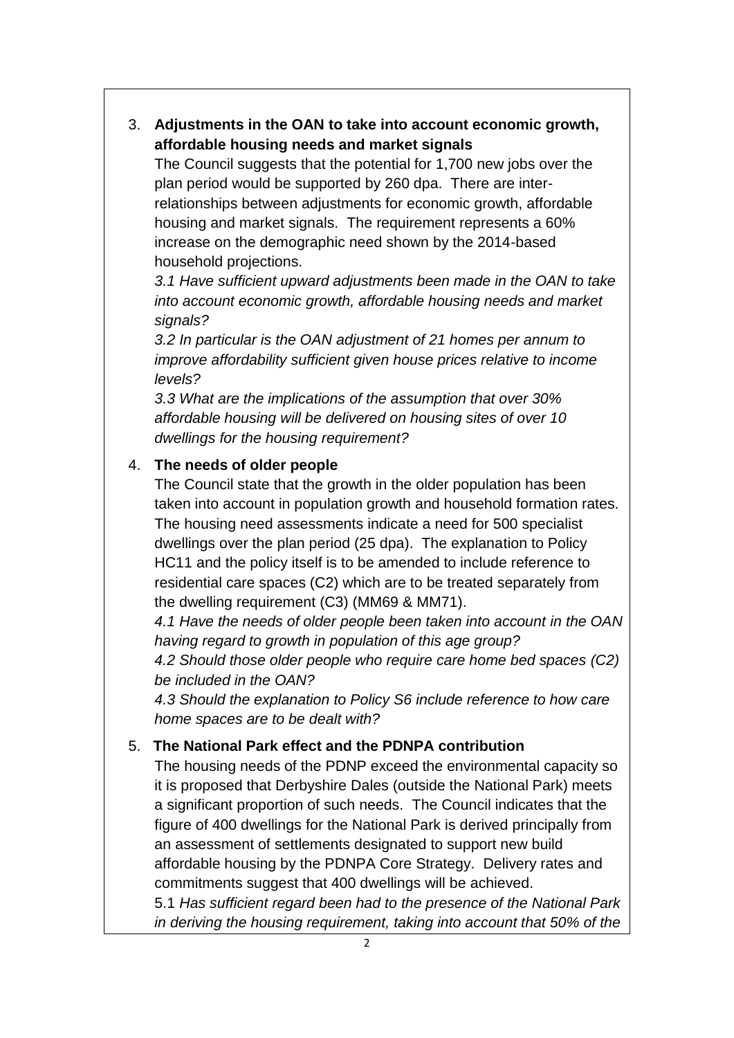3. **Adjustments in the OAN to take into account economic growth, affordable housing needs and market signals**

   The Council suggests that the potential for 1,700 new jobs over the plan period would be supported by 260 dpa. There are inter-relationships between adjustments for economic growth, affordable housing and market signals. The requirement represents a 60% increase on the demographic need shown by the 2014-based household projections.

   *3.1 Have sufficient upward adjustments been made in the OAN to take into account economic growth, affordable housing needs and market signals?*

   *3.2 In particular is the OAN adjustment of 21 homes per annum to improve affordability sufficient given house prices relative to income levels?*

   *3.3 What are the implications of the assumption that over 30% affordable housing will be delivered on housing sites of over 10 dwellings for the housing requirement?*

4. **The needs of older people**

   The Council state that the growth in the older population has been taken into account in population growth and household formation rates. The housing need assessments indicate a need for 500 specialist dwellings over the plan period (25 dpa). The explanation to Policy HC11 and the policy itself is to be amended to include reference to residential care spaces (C2) which are to be treated separately from the dwelling requirement (C3) (MM69 & MM71).

   *4.1 Have the needs of older people been taken into account in the OAN having regard to growth in population of this age group?*

   *4.2 Should those older people who require care home bed spaces (C2) be included in the OAN?*

   *4.3 Should the explanation to Policy S6 include reference to how care home spaces are to be dealt with?*

5. **The National Park effect and the PDNPA contribution**

   The housing needs of the PDNP exceed the environmental capacity so it is proposed that Derbyshire Dales (outside the National Park) meets a significant proportion of such needs. The Council indicates that the figure of 400 dwellings for the National Park is derived principally from an assessment of settlements designated to support new build affordable housing by the PDNPA Core Strategy. Delivery rates and commitments suggest that 400 dwellings will be achieved.

   5.1 *Has sufficient regard been had to the presence of the National Park in deriving the housing requirement, taking into account that 50% of the*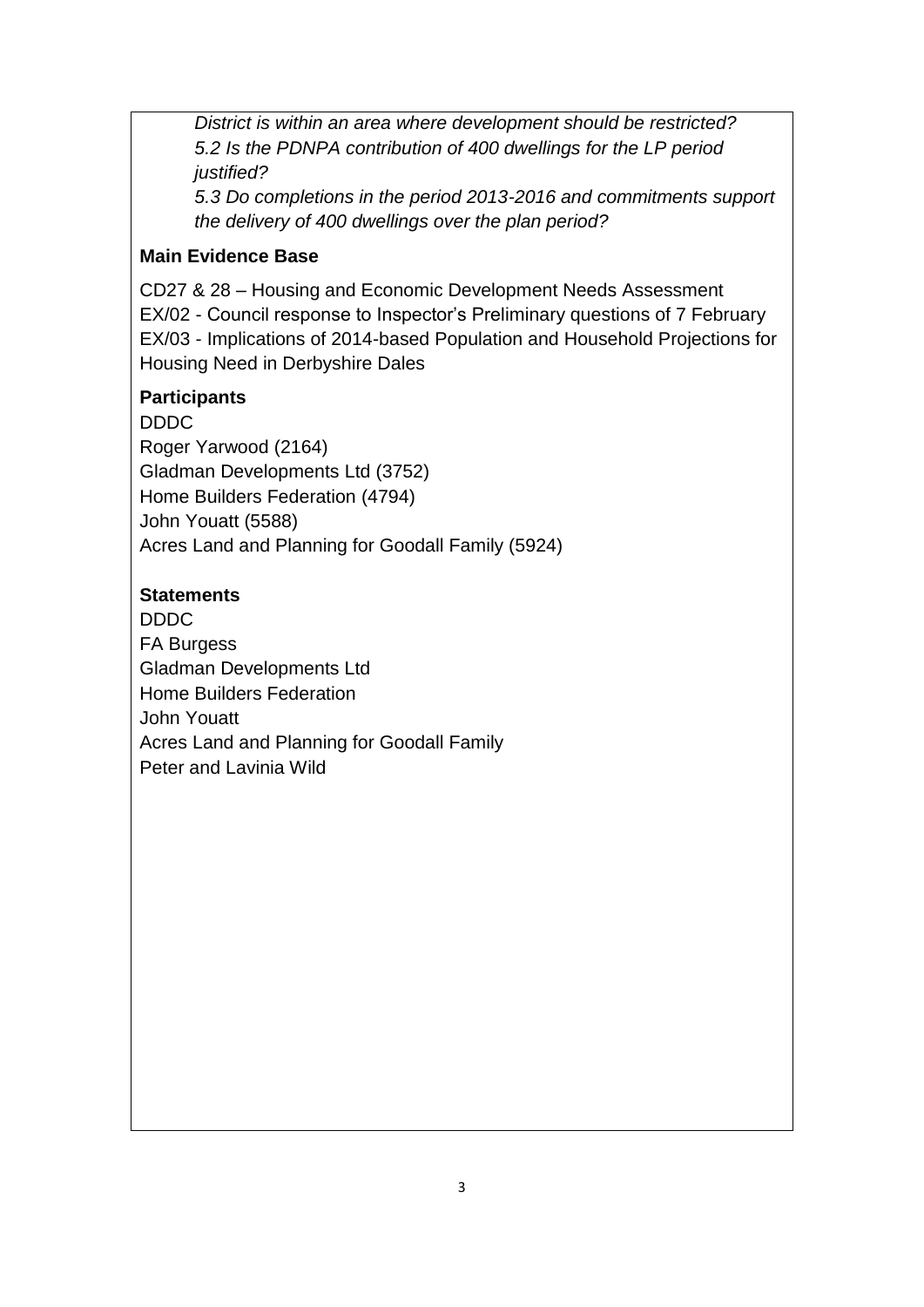*District is within an area where development should be restricted?*
*5.2 Is the PDNPA contribution of 400 dwellings for the LP period justified?*
*5.3 Do completions in the period 2013-2016 and commitments support the delivery of 400 dwellings over the plan period?*

**Main Evidence Base**

CD27 & 28 – Housing and Economic Development Needs Assessment
EX/02 - Council response to Inspector's Preliminary questions of 7 February
EX/03 - Implications of 2014-based Population and Household Projections for Housing Need in Derbyshire Dales

**Participants**

DDDC
Roger Yarwood (2164)
Gladman Developments Ltd (3752)
Home Builders Federation (4794)
John Youatt (5588)
Acres Land and Planning for Goodall Family (5924)

**Statements**

DDDC
FA Burgess
Gladman Developments Ltd
Home Builders Federation
John Youatt
Acres Land and Planning for Goodall Family
Peter and Lavinia Wild